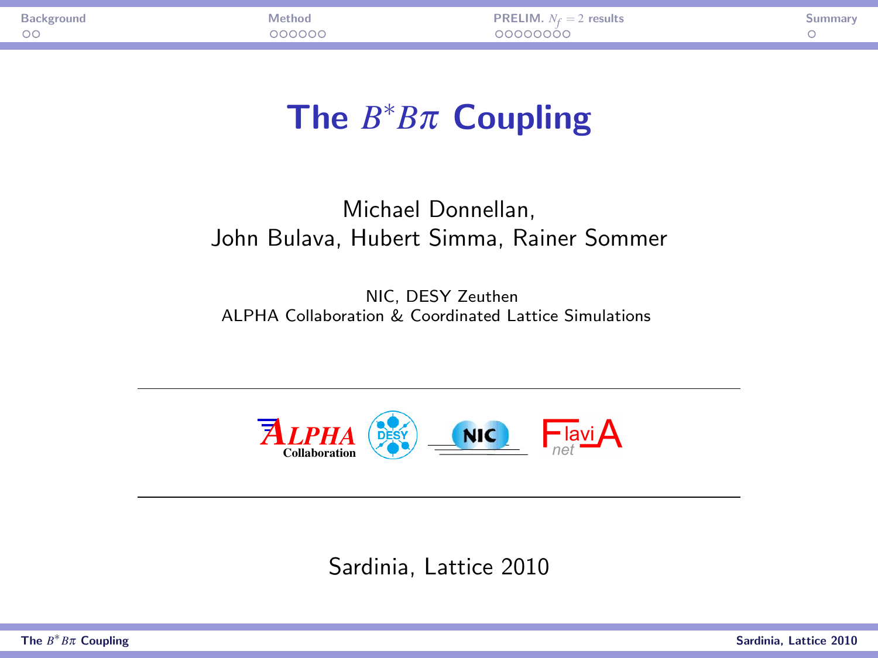# The $B^*B\pi$ Coupling

Michael Donnellan,
John Bulava, Hubert Simma, Rainer Sommer

NIC, DESY Zeuthen
ALPHA Collaboration & Coordinated Lattice Simulations

ALPHA Collaboration DESY NIC FlaviA net

Sardinia, Lattice 2010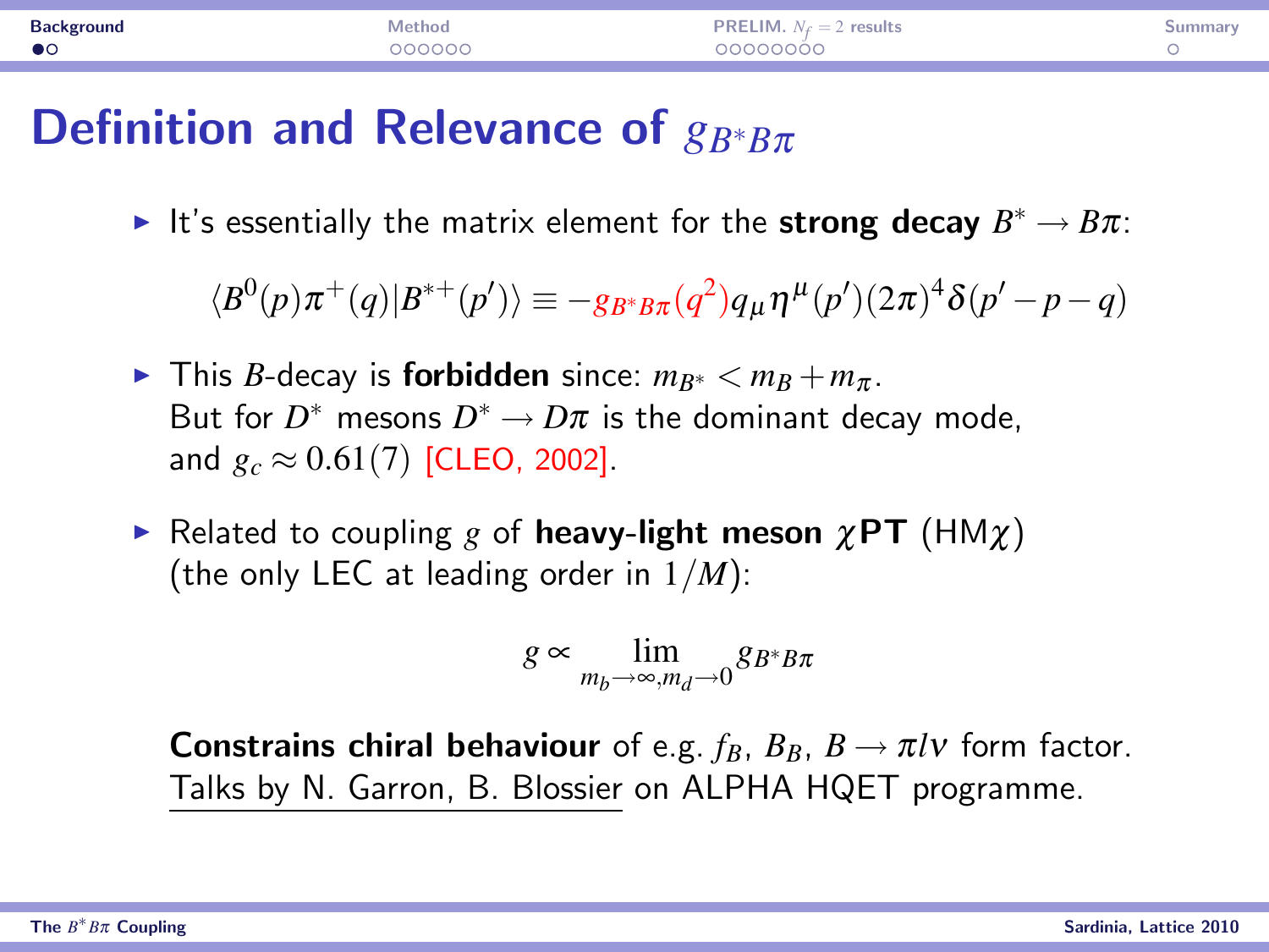# Definition and Relevance of $g_{B^*B\pi}$

- It's essentially the matrix element for the **strong decay** $B^* \to B\pi$:

$$\langle B^0(p)\pi^+(q)|B^{*+}(p')\rangle \equiv -g_{B^*B\pi}(q^2) q_\mu \eta^\mu(p')(2\pi)^4\delta(p'-p-q)$$

- This $B$-decay is **forbidden** since: $m_{B^*} < m_B + m_\pi$.
  But for $D^*$ mesons $D^* \to D\pi$ is the dominant decay mode, and $g_c \approx 0.61(7)$ [CLEO, 2002].

- Related to coupling $g$ of **heavy-light meson $\chi$PT** (HM$\chi$) (the only LEC at leading order in $1/M$):

$$g \propto \lim_{m_b \to \infty, m_d \to 0} g_{B^*B\pi}$$

  **Constrains chiral behaviour** of e.g. $f_B$, $B_B$, $B \to \pi l\nu$ form factor. Talks by N. Garron, B. Blossier on ALPHA HQET programme.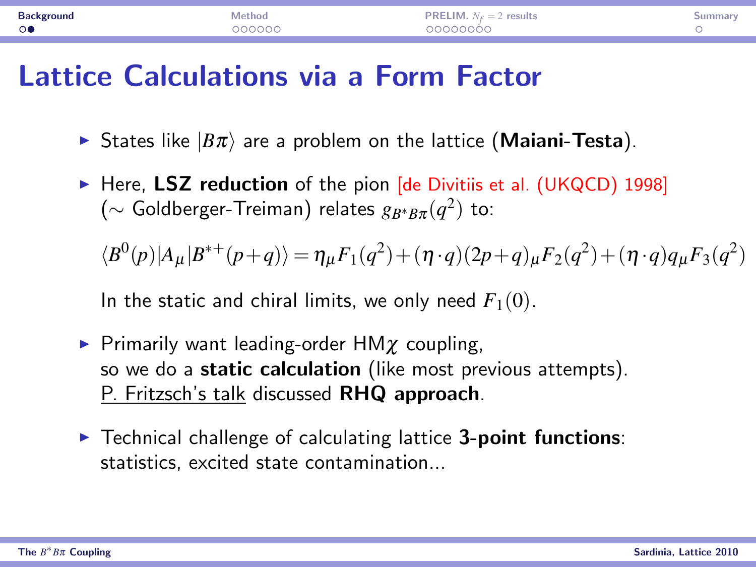# Lattice Calculations via a Form Factor

- States like $|B\pi\rangle$ are a problem on the lattice (**Maiani-Testa**).
- Here, **LSZ reduction** of the pion [de Divitiis et al. (UKQCD) 1998] ($\sim$ Goldberger-Treiman) relates $g_{B^*B\pi}(q^2)$ to:

  $$\langle B^0(p)|A_\mu|B^{*+}(p+q)\rangle = \eta_\mu F_1(q^2) + (\eta\cdot q)(2p+q)_\mu F_2(q^2) + (\eta\cdot q)q_\mu F_3(q^2)$$

  In the static and chiral limits, we only need $F_1(0)$.
- Primarily want leading-order HM$\chi$ coupling, so we do a **static calculation** (like most previous attempts). P. Fritzsch's talk discussed **RHQ approach**.
- Technical challenge of calculating lattice **3-point functions**: statistics, excited state contamination...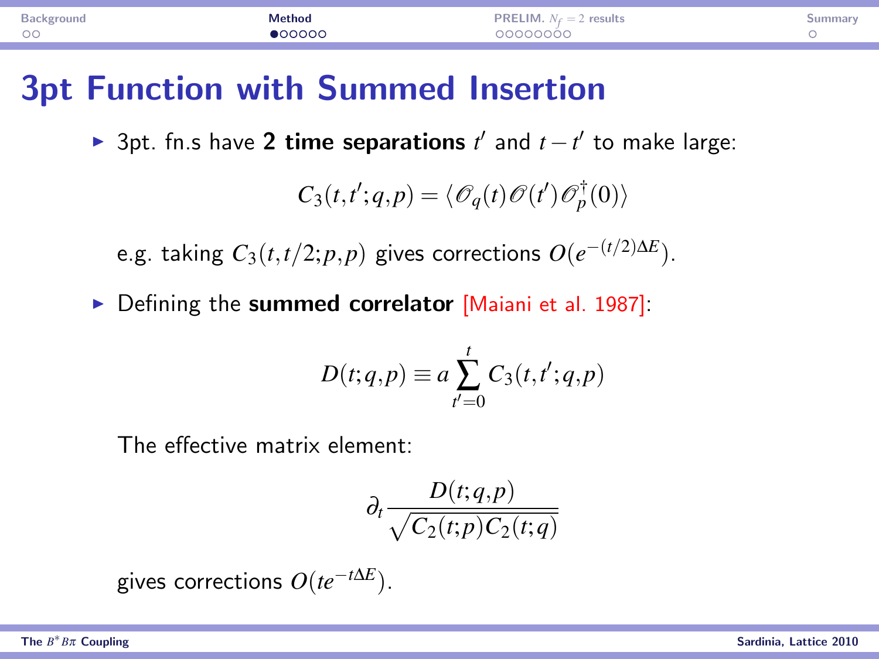# 3pt Function with Summed Insertion

- 3pt. fn.s have **2 time separations** $t'$ and $t-t'$ to make large:

$$C_3(t,t';q,p) = \langle \mathscr{O}_q(t)\mathscr{O}(t')\mathscr{O}_p^\dagger(0)\rangle$$

  e.g. taking $C_3(t,t/2;p,p)$ gives corrections $O(e^{-(t/2)\Delta E})$.

- Defining the **summed correlator** [Maiani et al. 1987]:

$$D(t;q,p) \equiv a\sum_{t'=0}^{t} C_3(t,t';q,p)$$

  The effective matrix element:

$$\partial_t \frac{D(t;q,p)}{\sqrt{C_2(t;p)C_2(t;q)}}$$

  gives corrections $O(te^{-t\Delta E})$.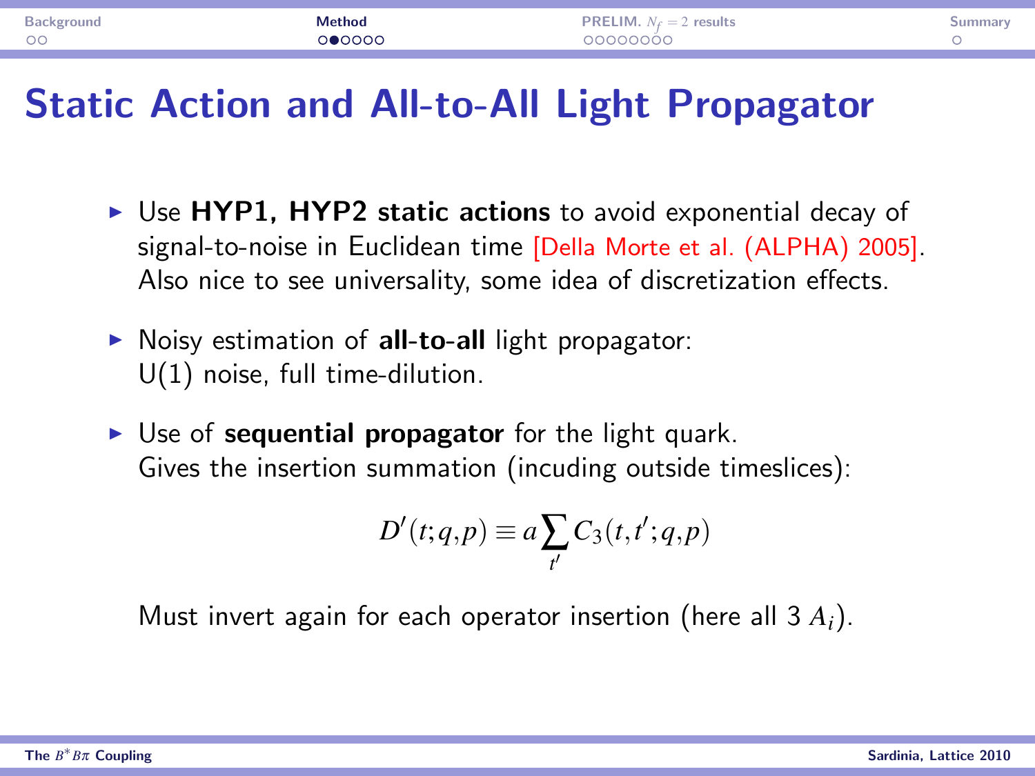# Static Action and All-to-All Light Propagator

- Use **HYP1, HYP2 static actions** to avoid exponential decay of signal-to-noise in Euclidean time [Della Morte et al. (ALPHA) 2005]. Also nice to see universality, some idea of discretization effects.

- Noisy estimation of **all-to-all** light propagator: U(1) noise, full time-dilution.

- Use of **sequential propagator** for the light quark. Gives the insertion summation (incuding outside timeslices):

$$D'(t;q,p) \equiv a \sum_{t'} C_3(t,t';q,p)$$

  Must invert again for each operator insertion (here all 3 $A_i$).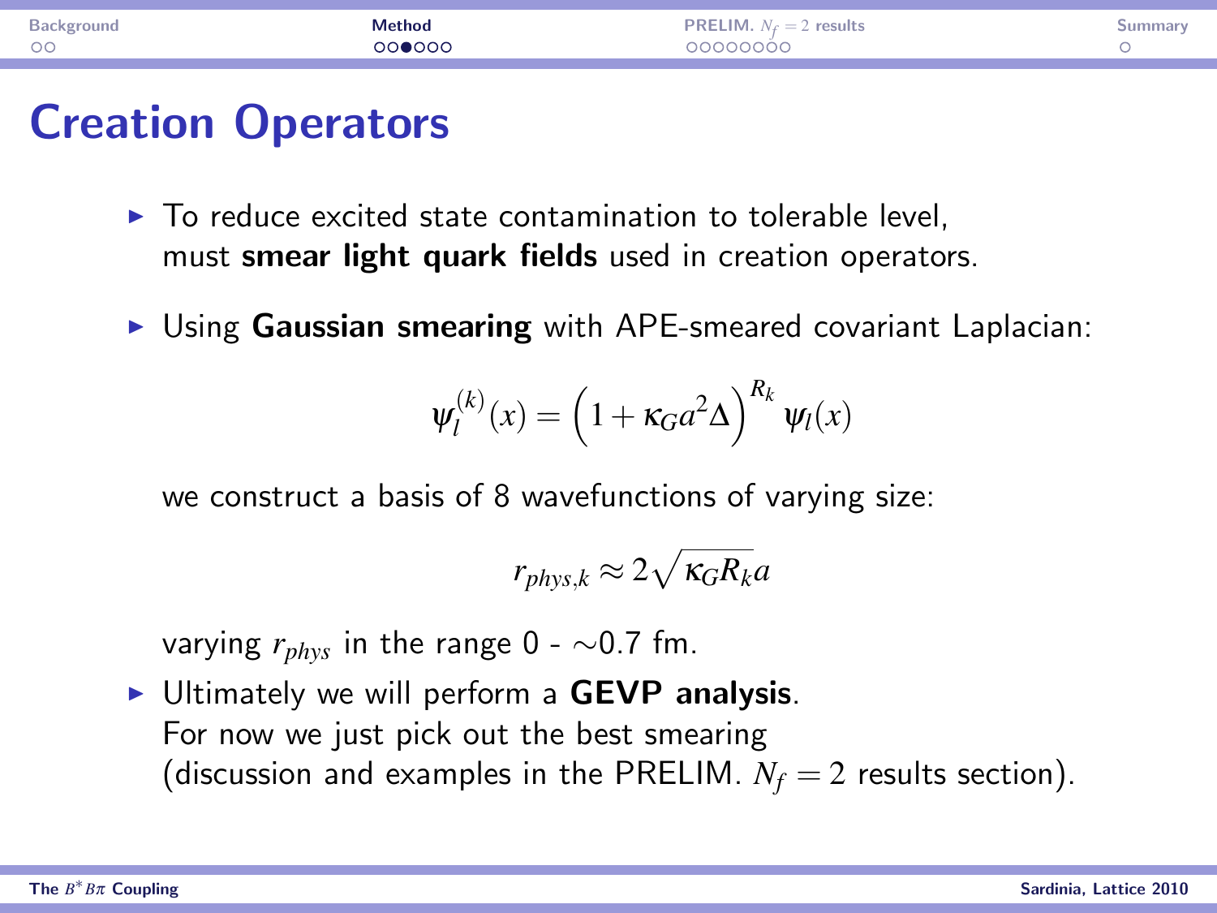# Creation Operators

- To reduce excited state contamination to tolerable level, must **smear light quark fields** used in creation operators.
- Using **Gaussian smearing** with APE-smeared covariant Laplacian:

$$\psi_l^{(k)}(x) = \left(1 + \kappa_G a^2 \Delta\right)^{R_k} \psi_l(x)$$

  we construct a basis of 8 wavefunctions of varying size:

$$r_{phys,k} \approx 2\sqrt{\kappa_G R_k} a$$

  varying $r_{phys}$ in the range 0 - ~0.7 fm.

- Ultimately we will perform a **GEVP analysis**.
  For now we just pick out the best smearing
  (discussion and examples in the PRELIM. $N_f = 2$ results section).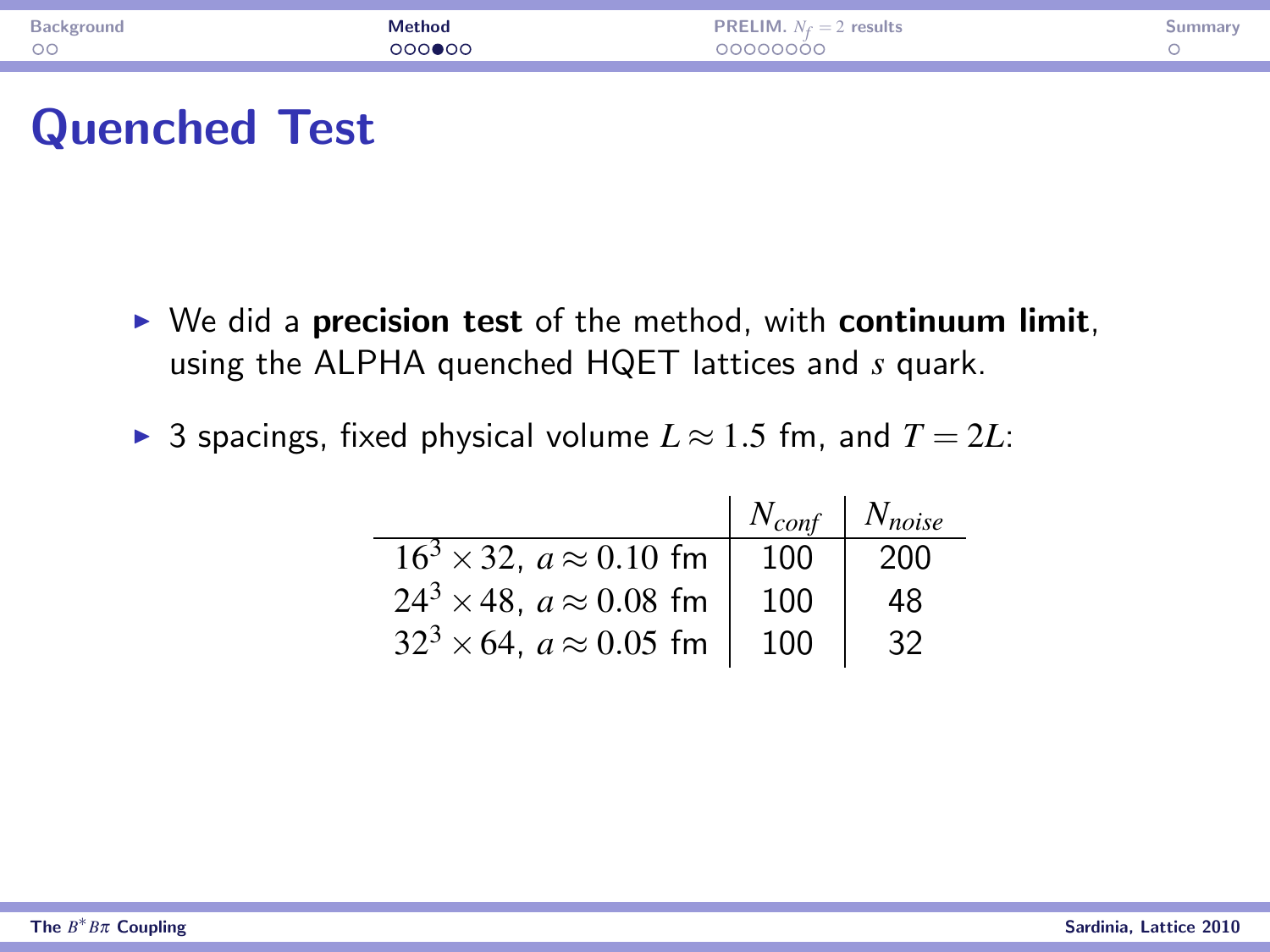# Quenched Test

- We did a **precision test** of the method, with **continuum limit**, using the ALPHA quenched HQET lattices and $s$ quark.
- 3 spacings, fixed physical volume $L \approx 1.5$ fm, and $T = 2L$:

| | $N_{conf}$ | $N_{noise}$ |
|---|---|---|
| $16^3 \times 32$, $a \approx 0.10$ fm | 100 | 200 |
| $24^3 \times 48$, $a \approx 0.08$ fm | 100 | 48 |
| $32^3 \times 64$, $a \approx 0.05$ fm | 100 | 32 |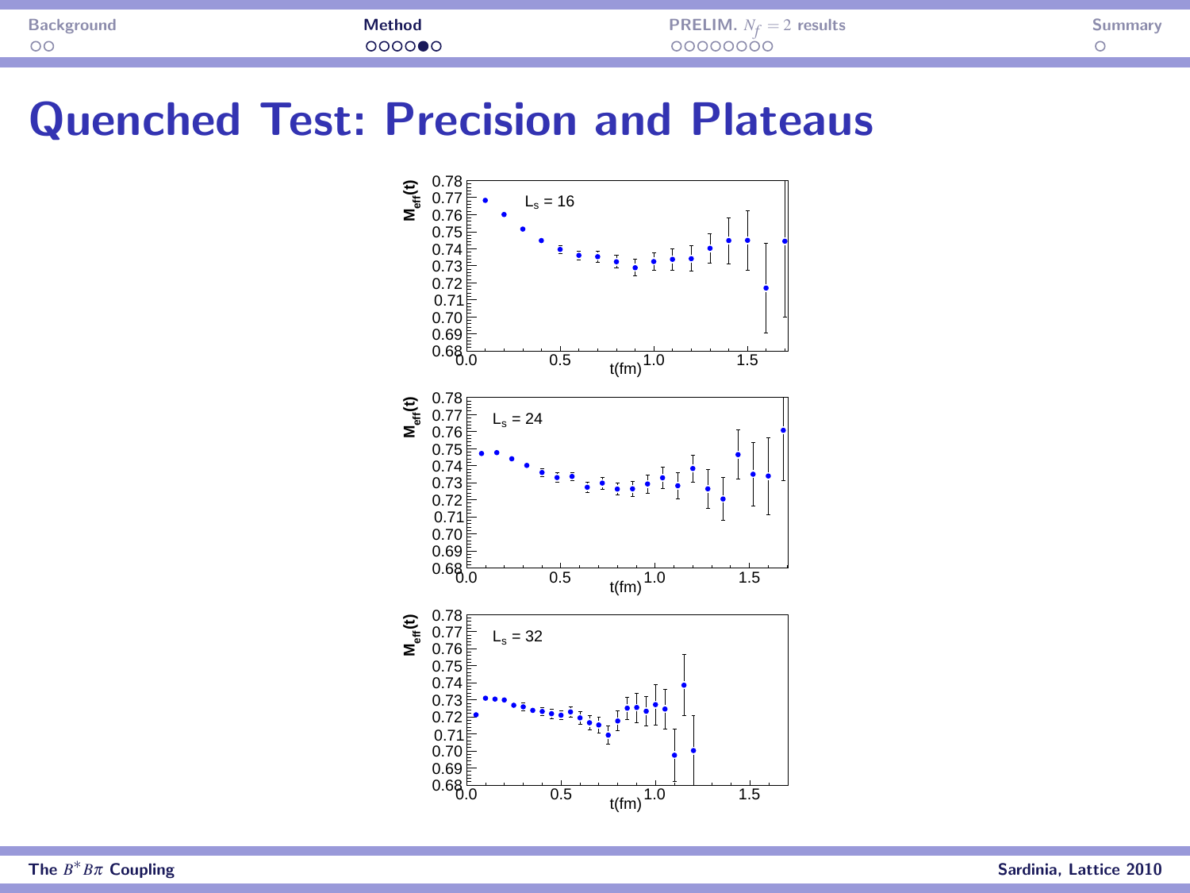# Quenched Test: Precision and Plateaus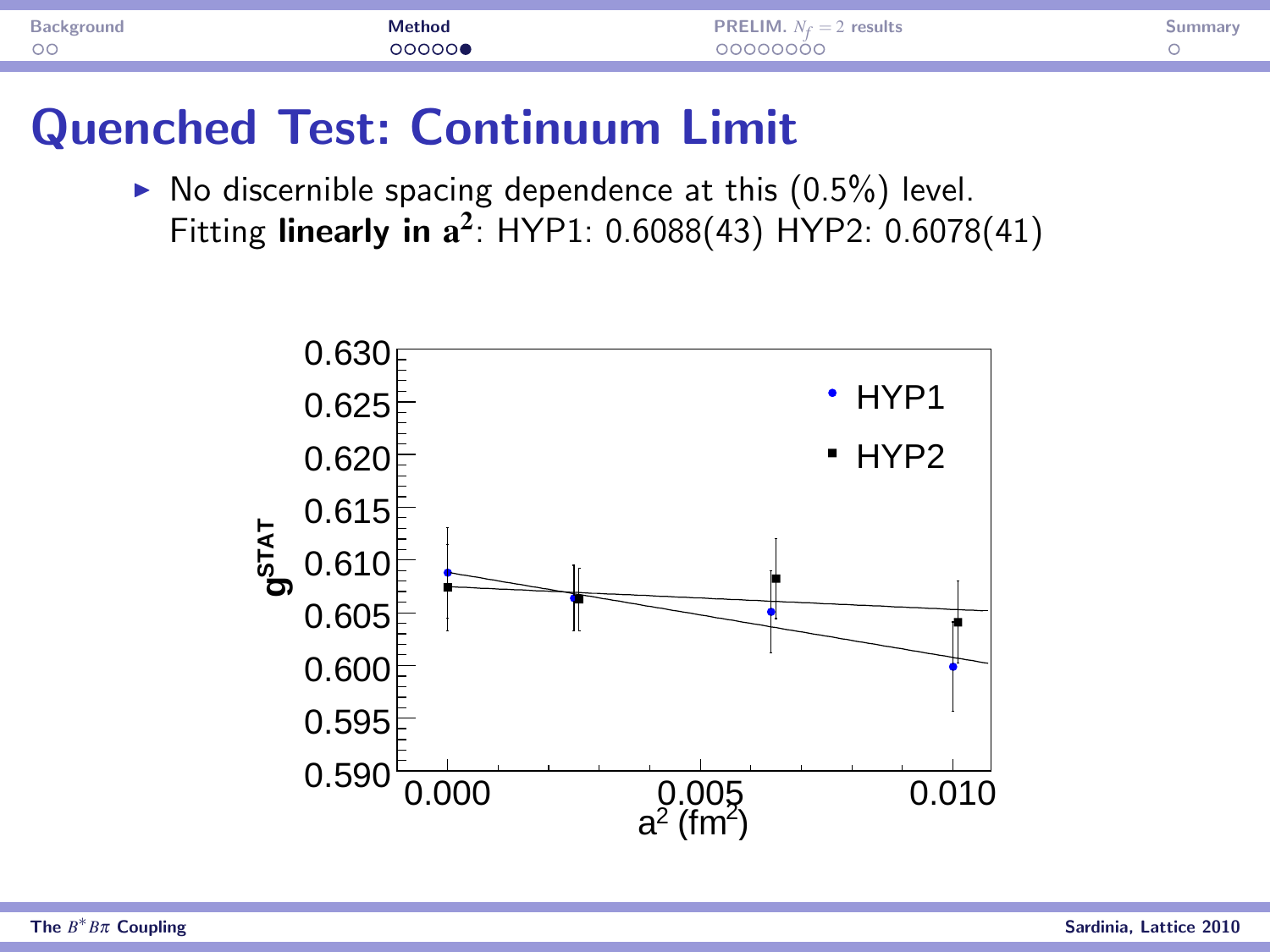# Quenched Test: Continuum Limit

- No discernible spacing dependence at this (0.5%) level. Fitting **linearly in $\mathbf{a^2}$**: HYP1: 0.6088(43) HYP2: 0.6078(41)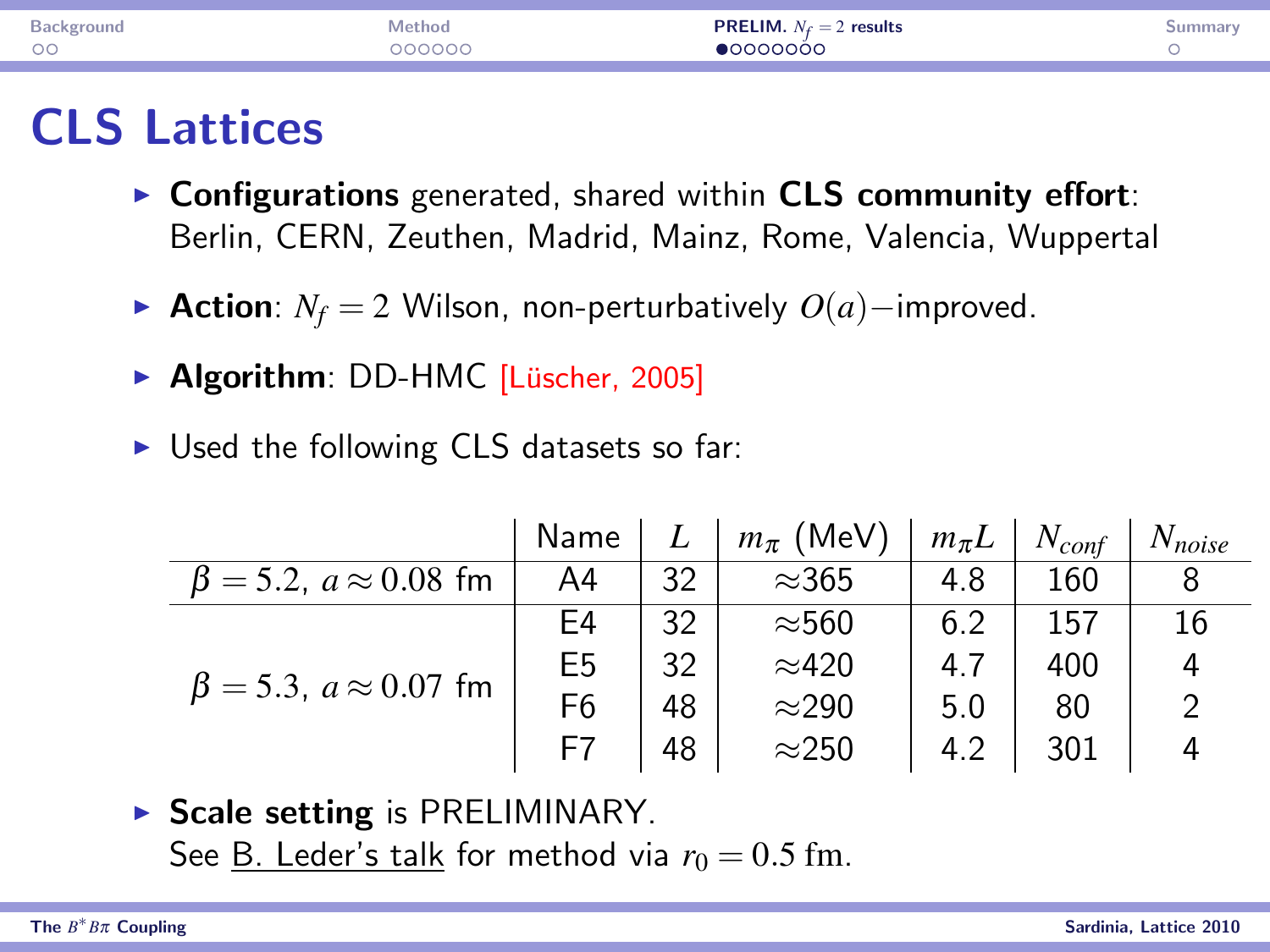# CLS Lattices

- **Configurations** generated, shared within **CLS community effort**: Berlin, CERN, Zeuthen, Madrid, Mainz, Rome, Valencia, Wuppertal
- **Action**: $N_f = 2$ Wilson, non-perturbatively $O(a)-$improved.
- **Algorithm**: DD-HMC [Lüscher, 2005]
- Used the following CLS datasets so far:

| | Name | $L$ | $m_\pi$ (MeV) | $m_\pi L$ | $N_{conf}$ | $N_{noise}$ |
|---|---|---|---|---|---|---|
| $\beta = 5.2$, $a \approx 0.08$ fm | A4 | 32 | ≈365 | 4.8 | 160 | 8 |
| $\beta = 5.3$, $a \approx 0.07$ fm | E4 | 32 | ≈560 | 6.2 | 157 | 16 |
| | E5 | 32 | ≈420 | 4.7 | 400 | 4 |
| | F6 | 48 | ≈290 | 5.0 | 80 | 2 |
| | F7 | 48 | ≈250 | 4.2 | 301 | 4 |

- **Scale setting** is PRELIMINARY. See B. Leder's talk for method via $r_0 = 0.5$ fm.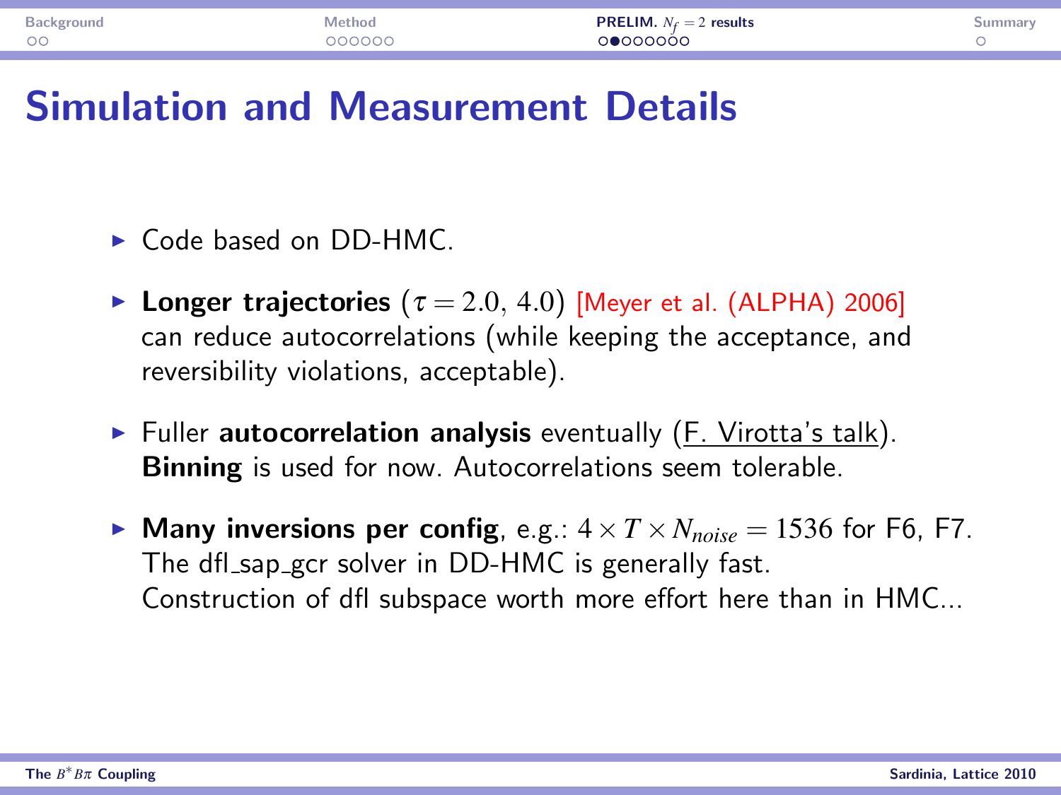# Simulation and Measurement Details

- Code based on DD-HMC.
- **Longer trajectories** ($\tau = 2.0, 4.0$) [Meyer et al. (ALPHA) 2006] can reduce autocorrelations (while keeping the acceptance, and reversibility violations, acceptable).
- Fuller **autocorrelation analysis** eventually (F. Virotta's talk). **Binning** is used for now. Autocorrelations seem tolerable.
- **Many inversions per config**, e.g.: $4 \times T \times N_{noise} = 1536$ for F6, F7. The dfl_sap_gcr solver in DD-HMC is generally fast. Construction of dfl subspace worth more effort here than in HMC...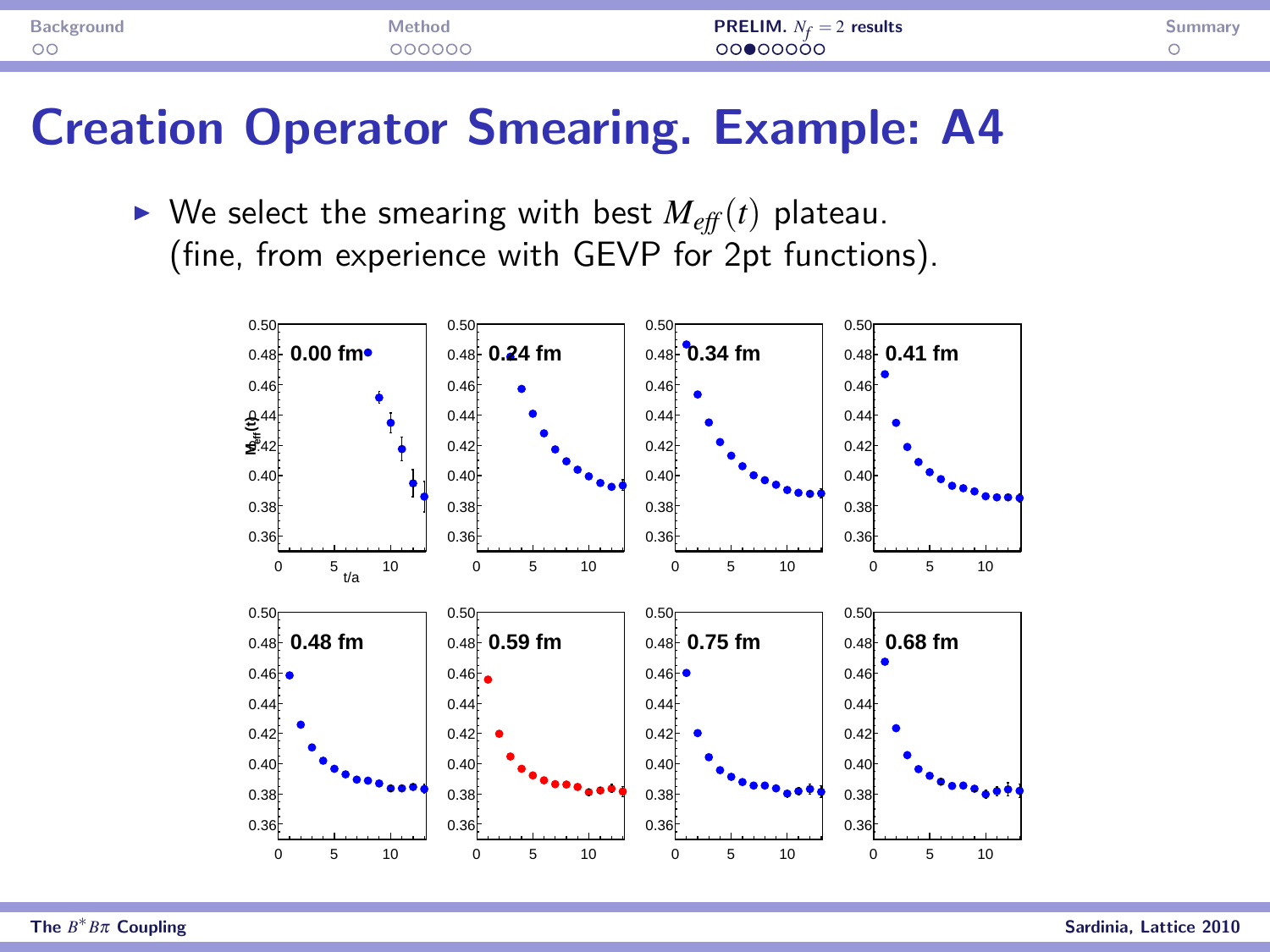# Creation Operator Smearing. Example: A4

- We select the smearing with best $M_{eff}(t)$ plateau. (fine, from experience with GEVP for 2pt functions).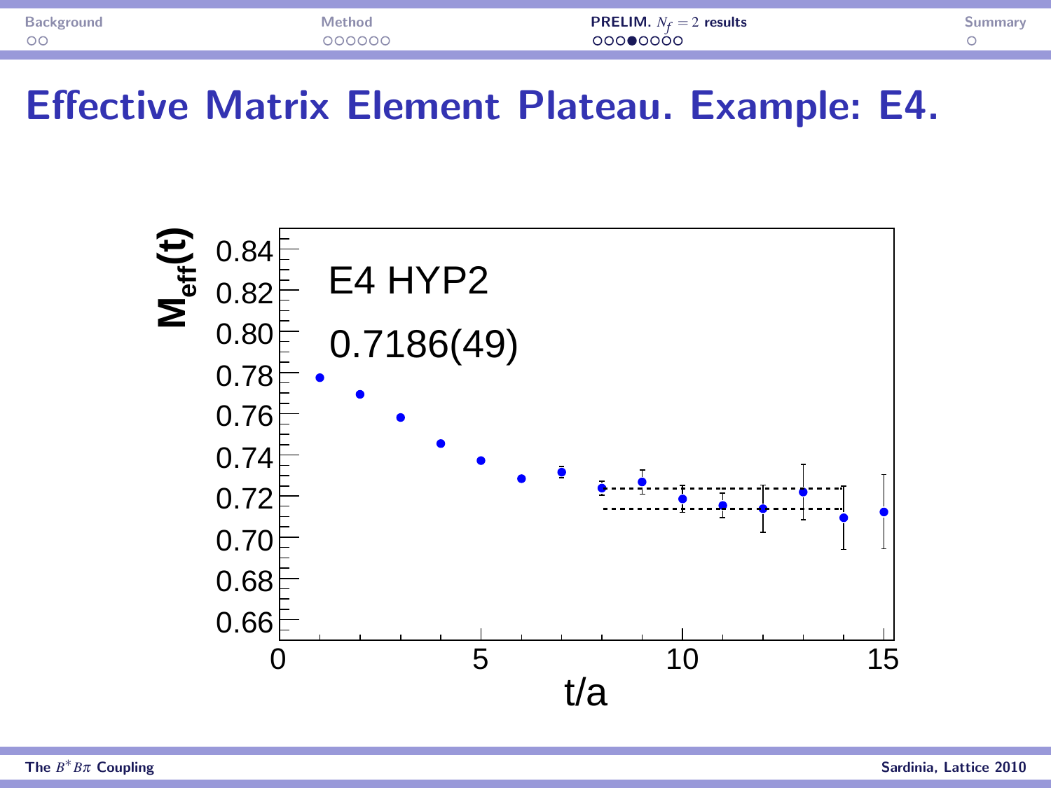# Effective Matrix Element Plateau. Example: E4.

E4 HYP2

0.7186(49)

$M_{\mathrm{eff}}(t)$

$t/a$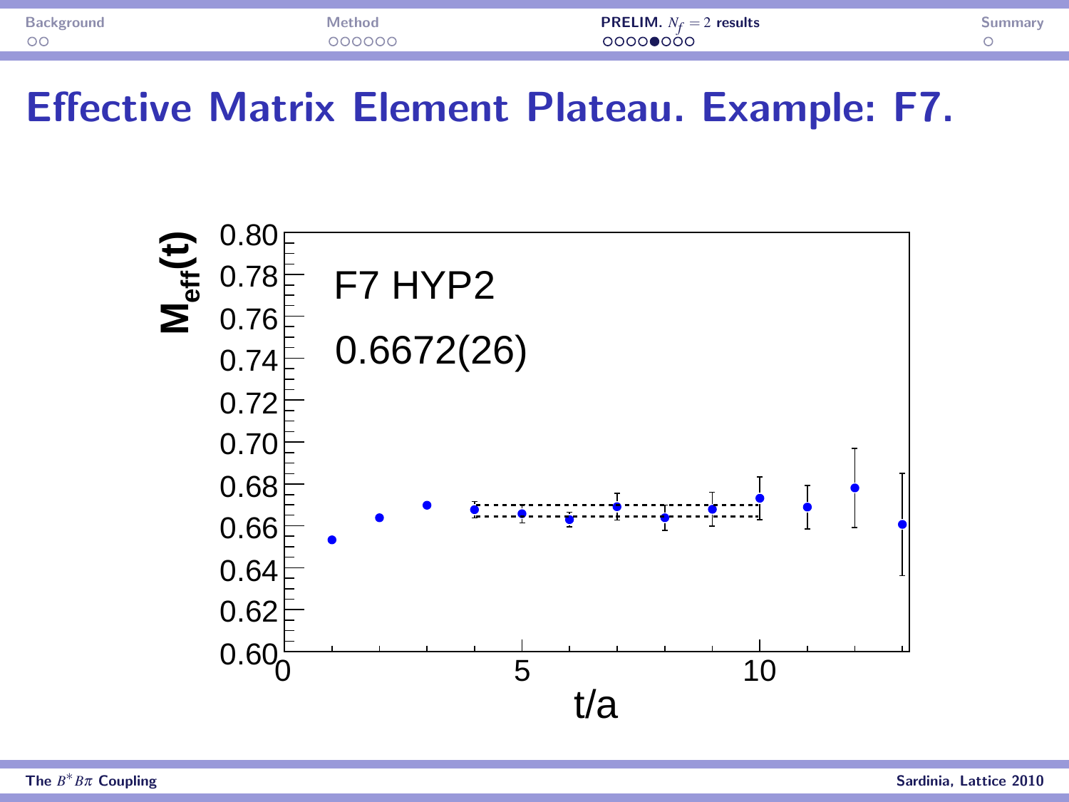# Effective Matrix Element Plateau. Example: F7.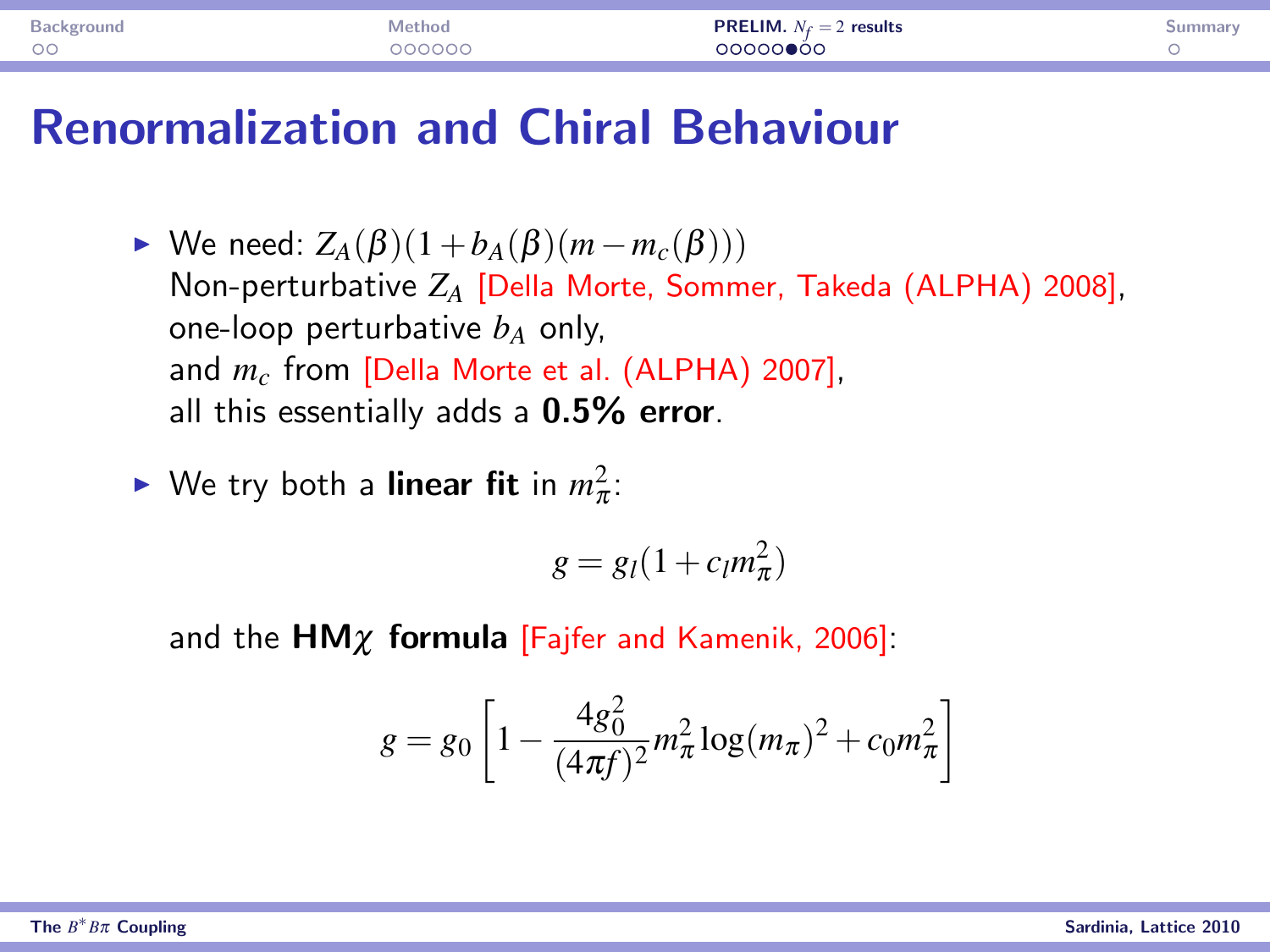# Renormalization and Chiral Behaviour

- We need: $Z_A(\beta)(1 + b_A(\beta)(m - m_c(\beta)))$
  Non-perturbative $Z_A$ [Della Morte, Sommer, Takeda (ALPHA) 2008],
  one-loop perturbative $b_A$ only,
  and $m_c$ from [Della Morte et al. (ALPHA) 2007],
  all this essentially adds a **0.5% error**.

- We try both a **linear fit** in $m_\pi^2$:

  $$g = g_l(1 + c_l m_\pi^2)$$

  and the **HM$\chi$ formula** [Fajfer and Kamenik, 2006]:

  $$g = g_0 \left[ 1 - \frac{4g_0^2}{(4\pi f)^2} m_\pi^2 \log(m_\pi)^2 + c_0 m_\pi^2 \right]$$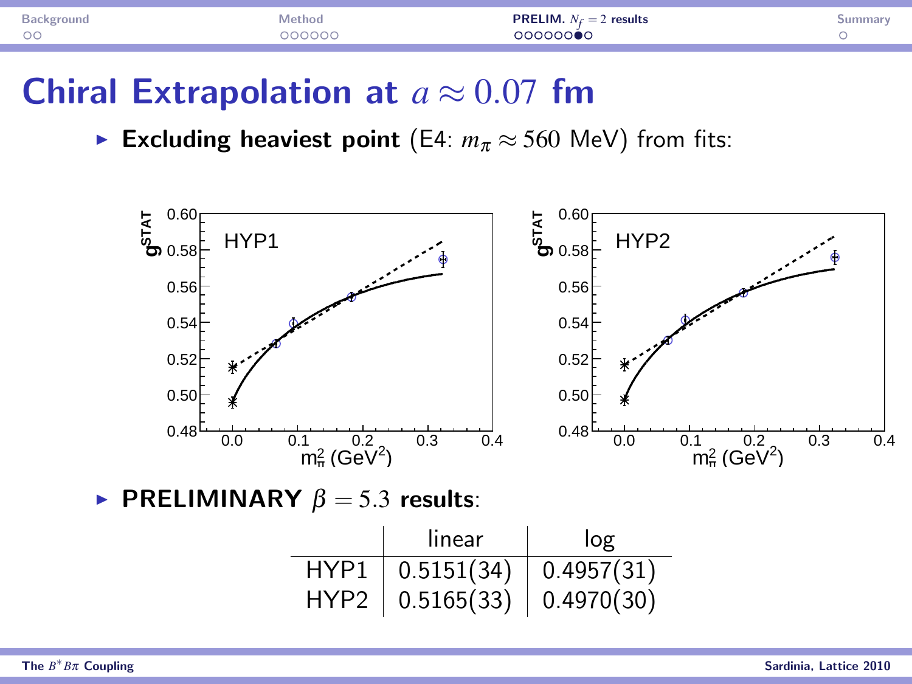# Chiral Extrapolation at $a \approx 0.07$ fm

- **Excluding heaviest point** (E4: $m_\pi \approx 560$ MeV) from fits:

- **PRELIMINARY $\beta = 5.3$ results**:

| | linear | log |
|---|---|---|
| HYP1 | 0.5151(34) | 0.4957(31) |
| HYP2 | 0.5165(33) | 0.4970(30) |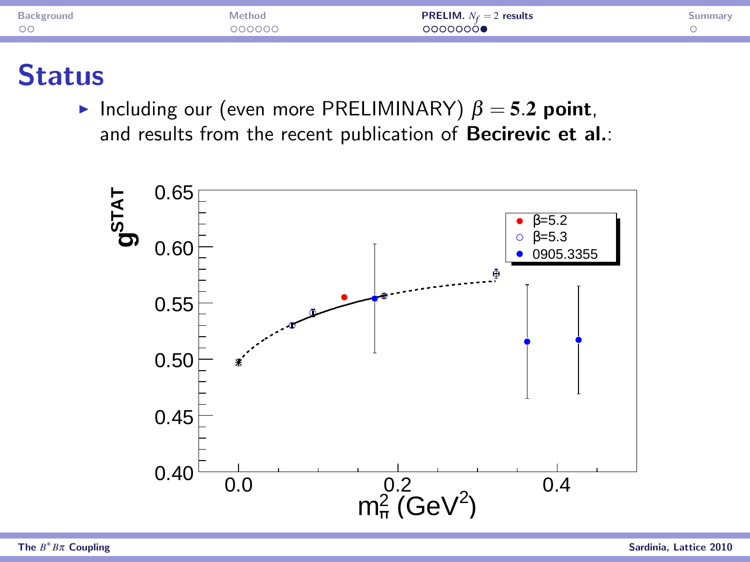# Status

- Including our (even more PRELIMINARY) $\beta = \mathbf{5.2}$ **point**, and results from the recent publication of **Becirevic et al.**: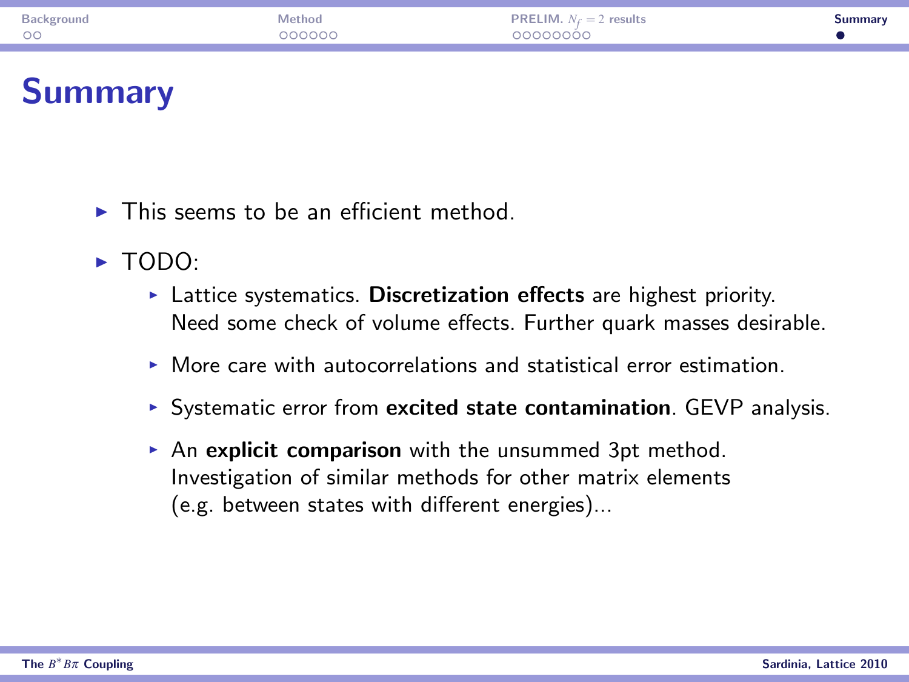# Summary

- This seems to be an efficient method.
- TODO:
  - Lattice systematics. **Discretization effects** are highest priority. Need some check of volume effects. Further quark masses desirable.
  - More care with autocorrelations and statistical error estimation.
  - Systematic error from **excited state contamination**. GEVP analysis.
  - An **explicit comparison** with the unsummed 3pt method. Investigation of similar methods for other matrix elements (e.g. between states with different energies)...